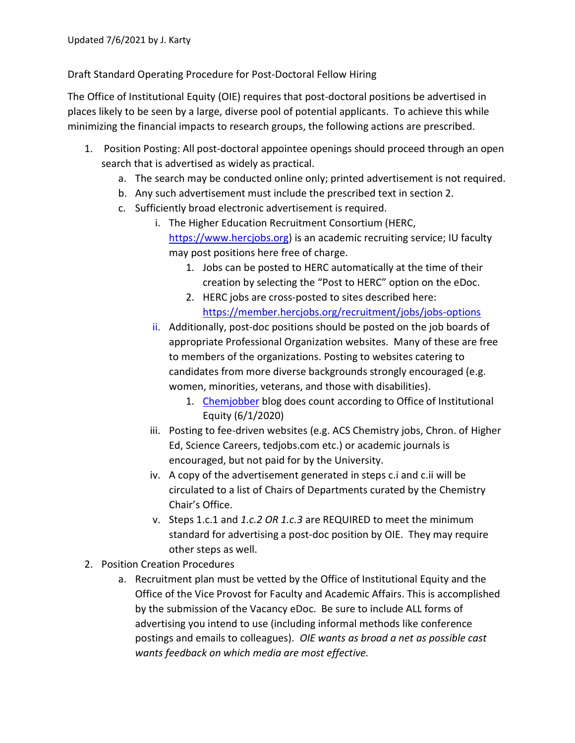Updated 7/6/2021 by J. Karty

Draft Standard Operating Procedure for Post-Doctoral Fellow Hiring

The Office of Institutional Equity (OIE) requires that post-doctoral positions be advertised in places likely to be seen by a large, diverse pool of potential applicants. To achieve this while minimizing the financial impacts to research groups, the following actions are prescribed.

1. Position Posting: All post-doctoral appointee openings should proceed through an open search that is advertised as widely as practical.
    a. The search may be conducted online only; printed advertisement is not required.
    b. Any such advertisement must include the prescribed text in section 2.
    c. Sufficiently broad electronic advertisement is required.
        i. The Higher Education Recruitment Consortium (HERC, [https://www.hercjobs.org](https://www.hercjobs.org)) is an academic recruiting service; IU faculty may post positions here free of charge.
            1. Jobs can be posted to HERC automatically at the time of their creation by selecting the "Post to HERC" option on the eDoc.
            2. HERC jobs are cross-posted to sites described here: [https://member.hercjobs.org/recruitment/jobs/jobs-options](https://member.hercjobs.org/recruitment/jobs/jobs-options)
        ii. Additionally, post-doc positions should be posted on the job boards of appropriate Professional Organization websites. Many of these are free to members of the organizations. Posting to websites catering to candidates from more diverse backgrounds strongly encouraged (e.g. women, minorities, veterans, and those with disabilities).
            1. Chemjobber blog does count according to Office of Institutional Equity (6/1/2020)
        iii. Posting to fee-driven websites (e.g. ACS Chemistry jobs, Chron. of Higher Ed, Science Careers, tedjobs.com etc.) or academic journals is encouraged, but not paid for by the University.
        iv. A copy of the advertisement generated in steps c.i and c.ii will be circulated to a list of Chairs of Departments curated by the Chemistry Chair's Office.
        v. Steps 1.c.1 and *1.c.2 OR 1.c.3* are REQUIRED to meet the minimum standard for advertising a post-doc position by OIE. They may require other steps as well.
2. Position Creation Procedures
    a. Recruitment plan must be vetted by the Office of Institutional Equity and the Office of the Vice Provost for Faculty and Academic Affairs. This is accomplished by the submission of the Vacancy eDoc. Be sure to include ALL forms of advertising you intend to use (including informal methods like conference postings and emails to colleagues). *OIE wants as broad a net as possible cast wants feedback on which media are most effective.*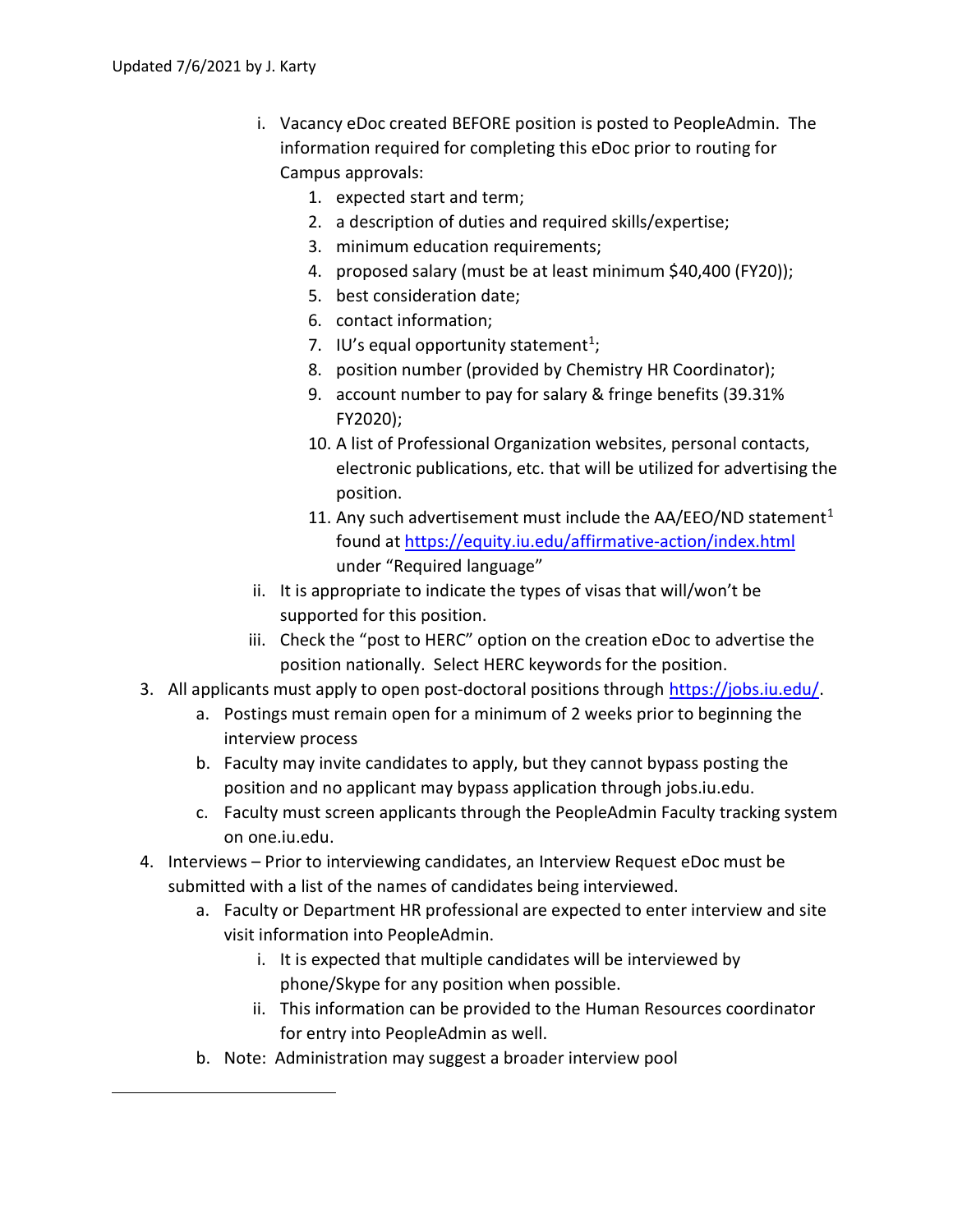i. Vacancy eDoc created BEFORE position is posted to PeopleAdmin. The information required for completing this eDoc prior to routing for Campus approvals:
   1. expected start and term;
   2. a description of duties and required skills/expertise;
   3. minimum education requirements;
   4. proposed salary (must be at least minimum $40,400 (FY20));
   5. best consideration date;
   6. contact information;
   7. IU's equal opportunity statement[1];
   8. position number (provided by Chemistry HR Coordinator);
   9. account number to pay for salary & fringe benefits (39.31% FY2020);
   10. A list of Professional Organization websites, personal contacts, electronic publications, etc. that will be utilized for advertising the position.
   11. Any such advertisement must include the AA/EEO/ND statement[1] found at https://equity.iu.edu/affirmative-action/index.html under "Required language"

ii. It is appropriate to indicate the types of visas that will/won't be supported for this position.

iii. Check the "post to HERC" option on the creation eDoc to advertise the position nationally. Select HERC keywords for the position.

3. All applicants must apply to open post-doctoral positions through https://jobs.iu.edu/.
   a. Postings must remain open for a minimum of 2 weeks prior to beginning the interview process
   b. Faculty may invite candidates to apply, but they cannot bypass posting the position and no applicant may bypass application through jobs.iu.edu.
   c. Faculty must screen applicants through the PeopleAdmin Faculty tracking system on one.iu.edu.
4. Interviews – Prior to interviewing candidates, an Interview Request eDoc must be submitted with a list of the names of candidates being interviewed.
   a. Faculty or Department HR professional are expected to enter interview and site visit information into PeopleAdmin.
      i. It is expected that multiple candidates will be interviewed by phone/Skype for any position when possible.
      ii. This information can be provided to the Human Resources coordinator for entry into PeopleAdmin as well.
   b. Note: Administration may suggest a broader interview pool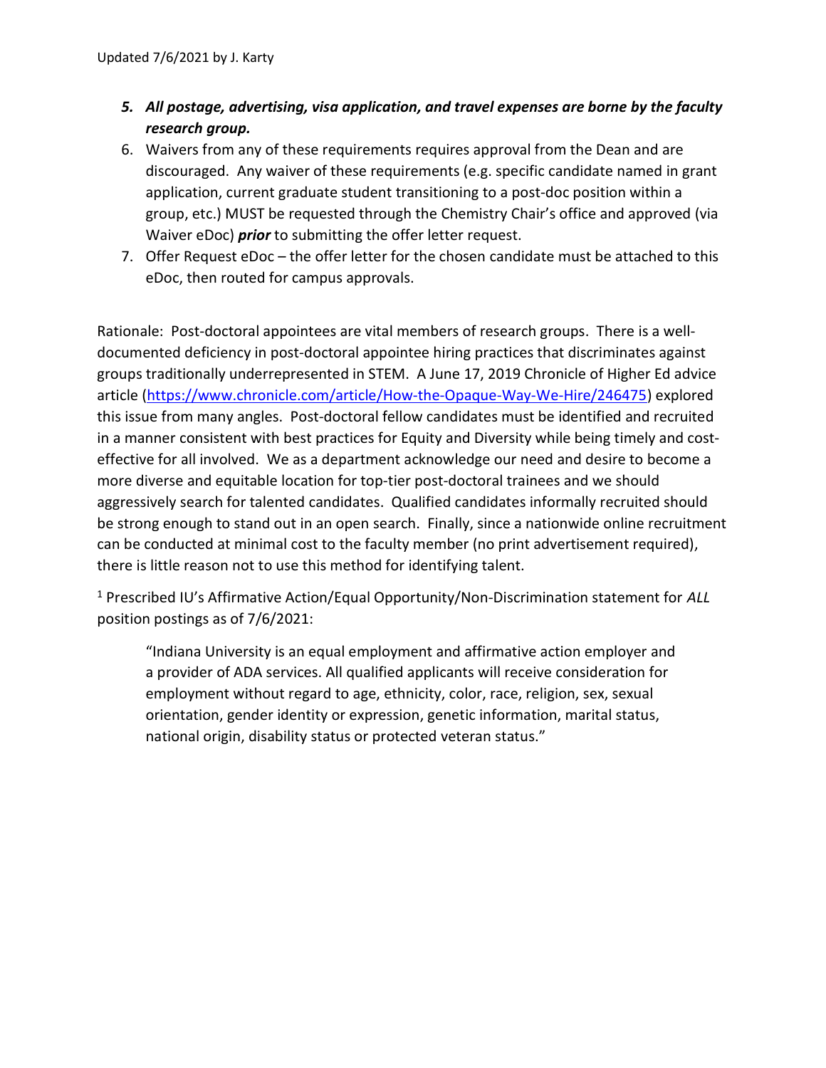Updated 7/6/2021 by J. Karty

5. ***All postage, advertising, visa application, and travel expenses are borne by the faculty research group.***
6. Waivers from any of these requirements requires approval from the Dean and are discouraged. Any waiver of these requirements (e.g. specific candidate named in grant application, current graduate student transitioning to a post-doc position within a group, etc.) MUST be requested through the Chemistry Chair's office and approved (via Waiver eDoc) ***prior*** to submitting the offer letter request.
7. Offer Request eDoc – the offer letter for the chosen candidate must be attached to this eDoc, then routed for campus approvals.

Rationale: Post-doctoral appointees are vital members of research groups. There is a well-documented deficiency in post-doctoral appointee hiring practices that discriminates against groups traditionally underrepresented in STEM. A June 17, 2019 Chronicle of Higher Ed advice article (https://www.chronicle.com/article/How-the-Opaque-Way-We-Hire/246475) explored this issue from many angles. Post-doctoral fellow candidates must be identified and recruited in a manner consistent with best practices for Equity and Diversity while being timely and cost-effective for all involved. We as a department acknowledge our need and desire to become a more diverse and equitable location for top-tier post-doctoral trainees and we should aggressively search for talented candidates. Qualified candidates informally recruited should be strong enough to stand out in an open search. Finally, since a nationwide online recruitment can be conducted at minimal cost to the faculty member (no print advertisement required), there is little reason not to use this method for identifying talent.

[1] Prescribed IU's Affirmative Action/Equal Opportunity/Non-Discrimination statement for *ALL* position postings as of 7/6/2021:

> "Indiana University is an equal employment and affirmative action employer and a provider of ADA services. All qualified applicants will receive consideration for employment without regard to age, ethnicity, color, race, religion, sex, sexual orientation, gender identity or expression, genetic information, marital status, national origin, disability status or protected veteran status."